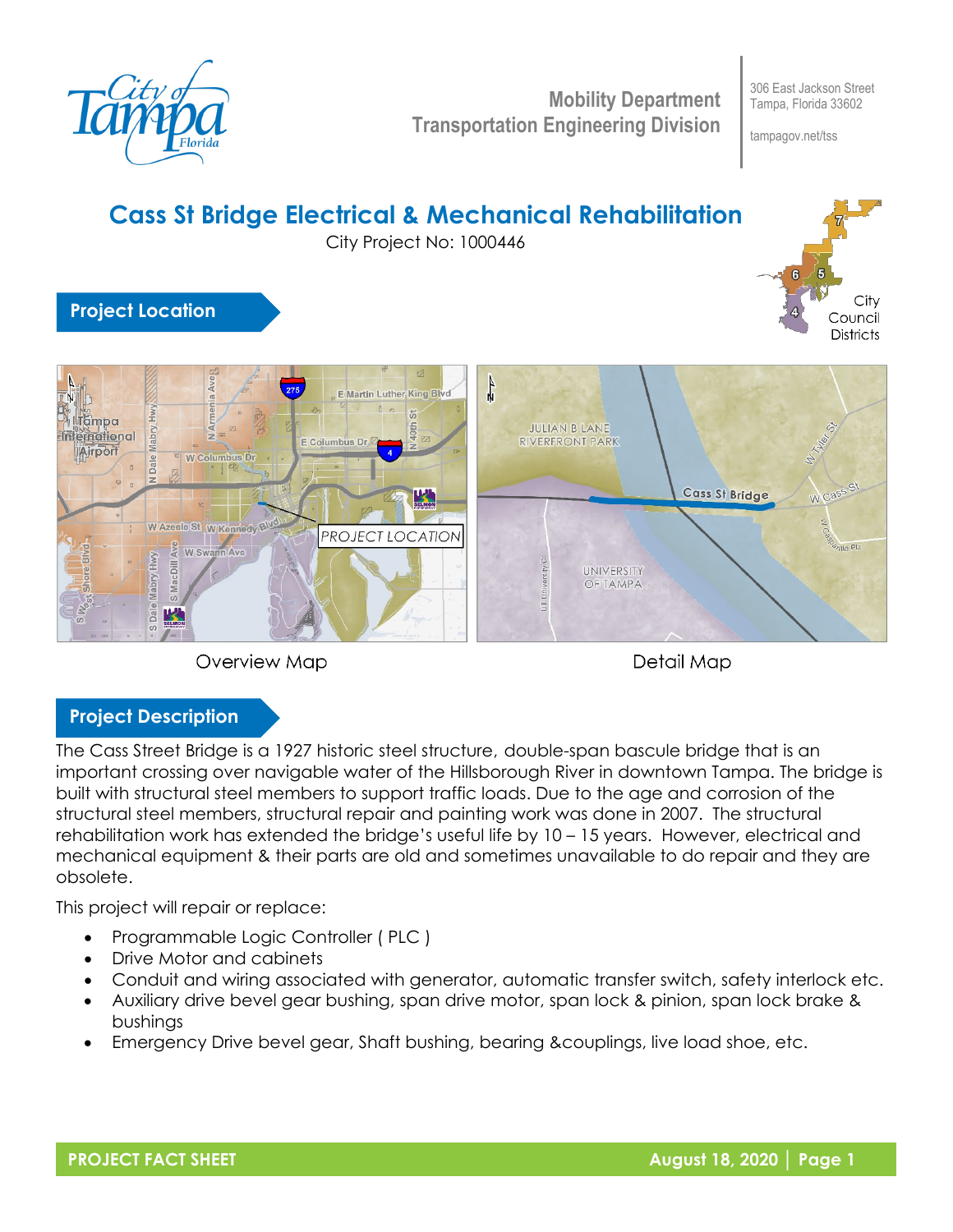Mobility Department
Transportation Engineering Division

306 East Jackson Street
Tampa, Florida 33602

tampagov.net/tss

# Cass St Bridge Electrical & Mechanical Rehabilitation

City Project No: 1000446

## Project Location

Overview Map

Detail Map

## Project Description

The Cass Street Bridge is a 1927 historic steel structure, double-span bascule bridge that is an important crossing over navigable water of the Hillsborough River in downtown Tampa. The bridge is built with structural steel members to support traffic loads. Due to the age and corrosion of the structural steel members, structural repair and painting work was done in 2007. The structural rehabilitation work has extended the bridge's useful life by 10 – 15 years. However, electrical and mechanical equipment & their parts are old and sometimes unavailable to do repair and they are obsolete.

This project will repair or replace:

- Programmable Logic Controller ( PLC )
- Drive Motor and cabinets
- Conduit and wiring associated with generator, automatic transfer switch, safety interlock etc.
- Auxiliary drive bevel gear bushing, span drive motor, span lock & pinion, span lock brake & bushings
- Emergency Drive bevel gear, Shaft bushing, bearing &couplings, live load shoe, etc.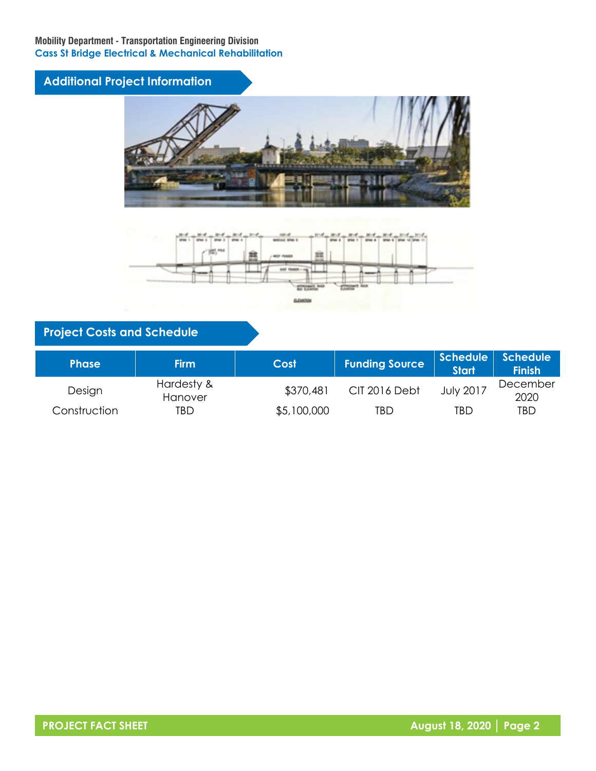## Additional Project Information

## Project Costs and Schedule

| Phase | Firm | Cost | Funding Source | Schedule Start | Schedule Finish |
|---|---|---|---|---|---|
| Design | Hardesty & Hanover | $370,481 | CIT 2016 Debt | July 2017 | December 2020 |
| Construction | TBD | $5,100,000 | TBD | TBD | TBD |